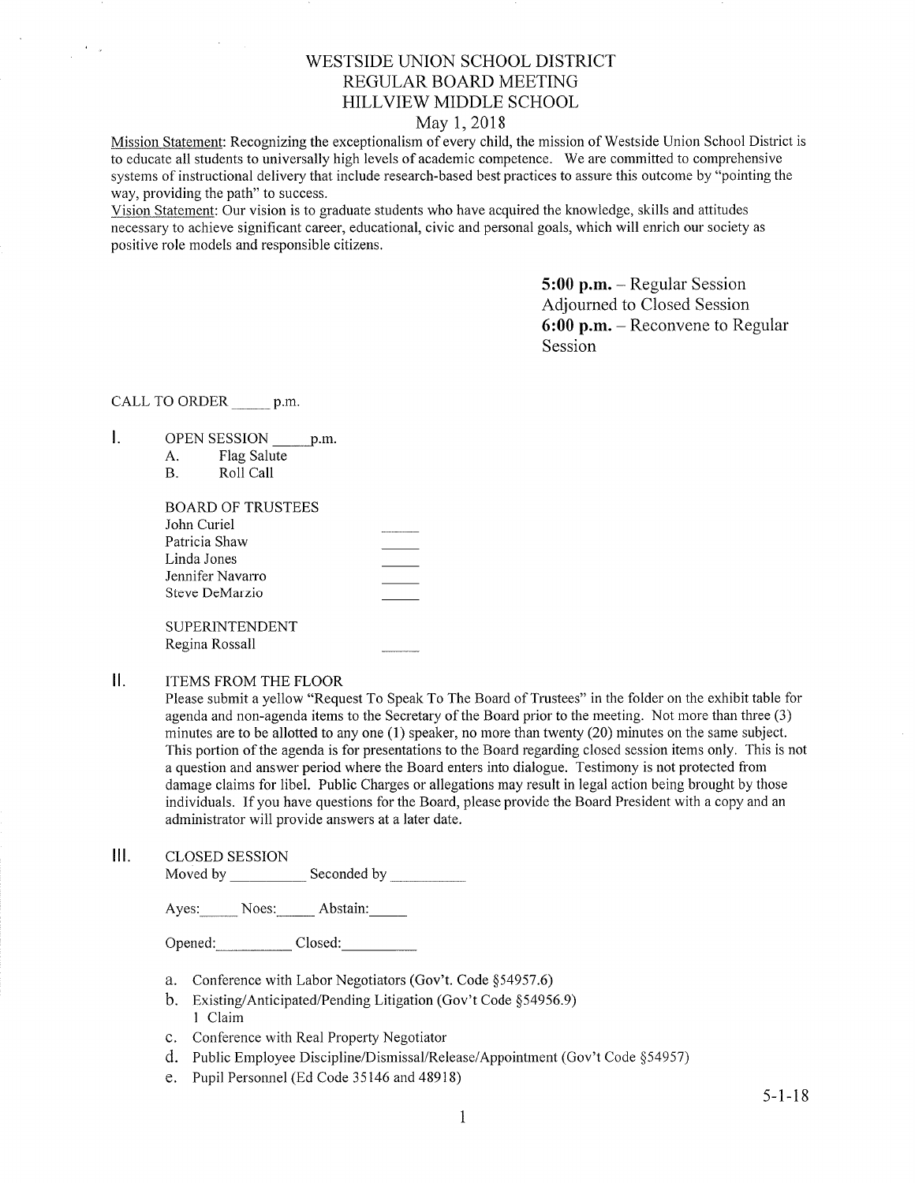# WESTSIDE UNION SCHOOL DISTRICT
## REGULAR BOARD MEETING
## HILLVIEW MIDDLE SCHOOL

May 1, 2018

Mission Statement: Recognizing the exceptionalism of every child, the mission of Westside Union School District is to educate all students to universally high levels of academic competence. We are committed to comprehensive systems of instructional delivery that include research-based best practices to assure this outcome by "pointing the way, providing the path" to success.

Vision Statement: Our vision is to graduate students who have acquired the knowledge, skills and attitudes necessary to achieve significant career, educational, civic and personal goals, which will enrich our society as positive role models and responsible citizens.

**5:00 p.m.** – Regular Session Adjourned to Closed Session
**6:00 p.m.** – Reconvene to Regular Session

CALL TO ORDER _____ p.m.

I. OPEN SESSION _____ p.m.
   A. Flag Salute
   B. Roll Call

   BOARD OF TRUSTEES
   John Curiel _____
   Patricia Shaw _____
   Linda Jones _____
   Jennifer Navarro _____
   Steve DeMarzio _____

   SUPERINTENDENT
   Regina Rossall _____

II. ITEMS FROM THE FLOOR

Please submit a yellow "Request To Speak To The Board of Trustees" in the folder on the exhibit table for agenda and non-agenda items to the Secretary of the Board prior to the meeting. Not more than three (3) minutes are to be allotted to any one (1) speaker, no more than twenty (20) minutes on the same subject. This portion of the agenda is for presentations to the Board regarding closed session items only. This is not a question and answer period where the Board enters into dialogue. Testimony is not protected from damage claims for libel. Public Charges or allegations may result in legal action being brought by those individuals. If you have questions for the Board, please provide the Board President with a copy and an administrator will provide answers at a later date.

III. CLOSED SESSION

Moved by __________ Seconded by __________

Ayes: _____ Noes: _____ Abstain: _____

Opened: __________ Closed: __________

a. Conference with Labor Negotiators (Gov't. Code §54957.6)
b. Existing/Anticipated/Pending Litigation (Gov't Code §54956.9)
   1 Claim
c. Conference with Real Property Negotiator
d. Public Employee Discipline/Dismissal/Release/Appointment (Gov't Code §54957)
e. Pupil Personnel (Ed Code 35146 and 48918)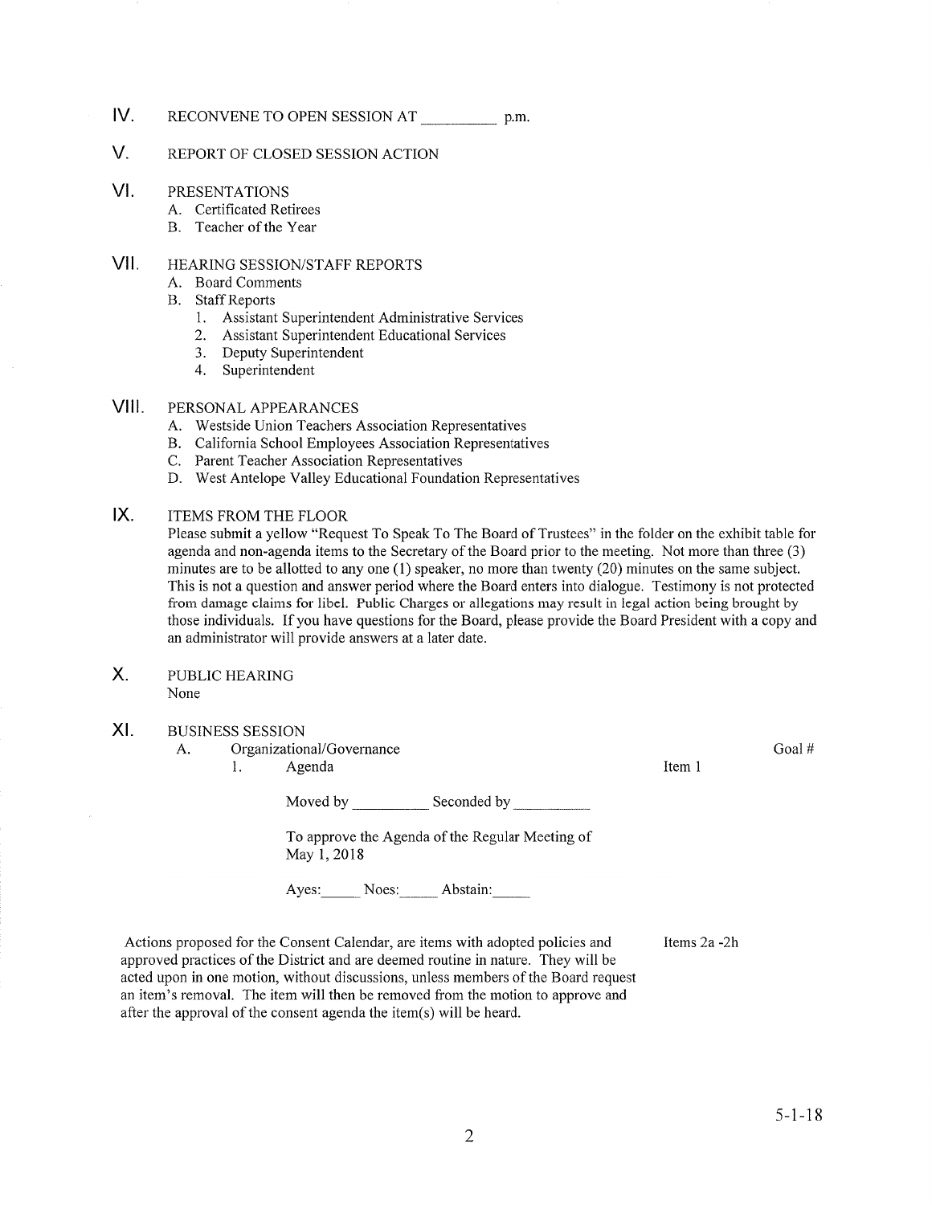## IV. RECONVENE TO OPEN SESSION AT __________ p.m.

## V. REPORT OF CLOSED SESSION ACTION

## VI. PRESENTATIONS

A. Certificated Retirees
B. Teacher of the Year

## VII. HEARING SESSION/STAFF REPORTS

A. Board Comments
B. Staff Reports
   1. Assistant Superintendent Administrative Services
   2. Assistant Superintendent Educational Services
   3. Deputy Superintendent
   4. Superintendent

## VIII. PERSONAL APPEARANCES

A. Westside Union Teachers Association Representatives
B. California School Employees Association Representatives
C. Parent Teacher Association Representatives
D. West Antelope Valley Educational Foundation Representatives

## IX. ITEMS FROM THE FLOOR

Please submit a yellow "Request To Speak To The Board of Trustees" in the folder on the exhibit table for agenda and non-agenda items to the Secretary of the Board prior to the meeting. Not more than three (3) minutes are to be allotted to any one (1) speaker, no more than twenty (20) minutes on the same subject. This is not a question and answer period where the Board enters into dialogue. Testimony is not protected from damage claims for libel. Public Charges or allegations may result in legal action being brought by those individuals. If you have questions for the Board, please provide the Board President with a copy and an administrator will provide answers at a later date.

## X. PUBLIC HEARING

None

## XI. BUSINESS SESSION

A. Organizational/Governance — Goal #

1. Agenda — Item 1

   Moved by __________ Seconded by __________

   To approve the Agenda of the Regular Meeting of May 1, 2018

   Ayes:_____ Noes:_____ Abstain:_____

Actions proposed for the Consent Calendar, are items with adopted policies and approved practices of the District and are deemed routine in nature. They will be acted upon in one motion, without discussions, unless members of the Board request an item's removal. The item will then be removed from the motion to approve and after the approval of the consent agenda the item(s) will be heard. — Items 2a -2h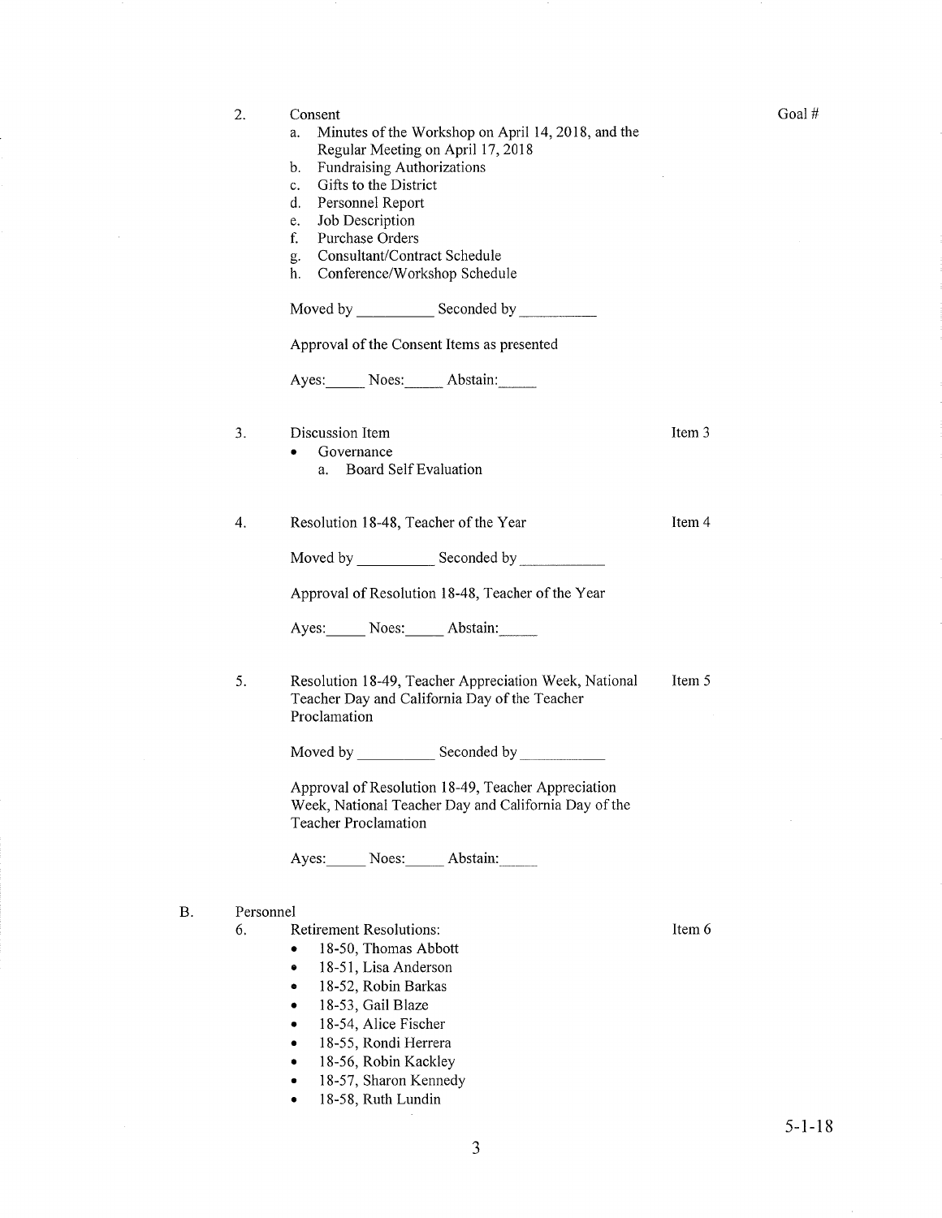Goal #

2. Consent
   a. Minutes of the Workshop on April 14, 2018, and the Regular Meeting on April 17, 2018
   b. Fundraising Authorizations
   c. Gifts to the District
   d. Personnel Report
   e. Job Description
   f. Purchase Orders
   g. Consultant/Contract Schedule
   h. Conference/Workshop Schedule

   Moved by __________ Seconded by __________

   Approval of the Consent Items as presented

   Ayes:_____ Noes:_____ Abstain:_____

3. Discussion Item — Item 3
   - Governance
     a. Board Self Evaluation

4. Resolution 18-48, Teacher of the Year — Item 4

   Moved by __________ Seconded by ___________

   Approval of Resolution 18-48, Teacher of the Year

   Ayes:_____ Noes:_____ Abstain:_____

5. Resolution 18-49, Teacher Appreciation Week, National Teacher Day and California Day of the Teacher Proclamation — Item 5

   Moved by __________ Seconded by ___________

   Approval of Resolution 18-49, Teacher Appreciation Week, National Teacher Day and California Day of the Teacher Proclamation

   Ayes:_____ Noes:_____ Abstain:_____

B. Personnel

6. Retirement Resolutions: — Item 6
   - 18-50, Thomas Abbott
   - 18-51, Lisa Anderson
   - 18-52, Robin Barkas
   - 18-53, Gail Blaze
   - 18-54, Alice Fischer
   - 18-55, Rondi Herrera
   - 18-56, Robin Kackley
   - 18-57, Sharon Kennedy
   - 18-58, Ruth Lundin

5-1-18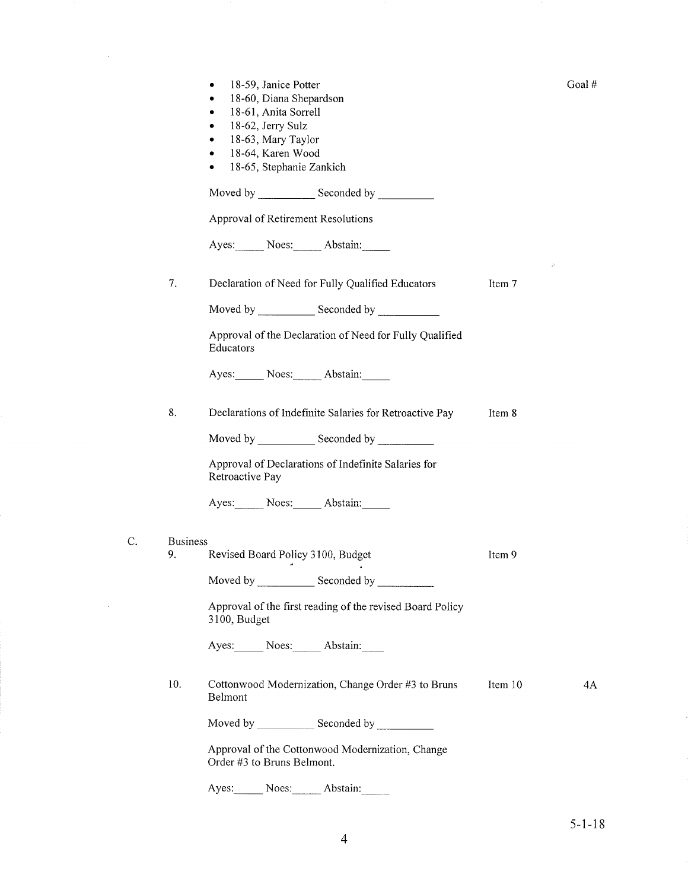- 18-59, Janice Potter
- 18-60, Diana Shepardson
- 18-61, Anita Sorrell
- 18-62, Jerry Sulz
- 18-63, Mary Taylor
- 18-64, Karen Wood
- 18-65, Stephanie Zankich

Goal #

Moved by __________ Seconded by __________

Approval of Retirement Resolutions

Ayes:_____ Noes:_____ Abstain:_____

7. Declaration of Need for Fully Qualified Educators — Item 7

Moved by __________ Seconded by __________

Approval of the Declaration of Need for Fully Qualified Educators

Ayes:_____ Noes:_____ Abstain:_____

8. Declarations of Indefinite Salaries for Retroactive Pay — Item 8

Moved by __________ Seconded by __________

Approval of Declarations of Indefinite Salaries for Retroactive Pay

Ayes:_____ Noes:_____ Abstain:_____

C. Business

9. Revised Board Policy 3100, Budget — Item 9

Moved by __________ Seconded by __________

Approval of the first reading of the revised Board Policy 3100, Budget

Ayes:_____ Noes:_____ Abstain:____

10. Cottonwood Modernization, Change Order #3 to Bruns Belmont — Item 10 — 4A

Moved by __________ Seconded by __________

Approval of the Cottonwood Modernization, Change Order #3 to Bruns Belmont.

Ayes:_____ Noes:_____ Abstain:_____

5-1-18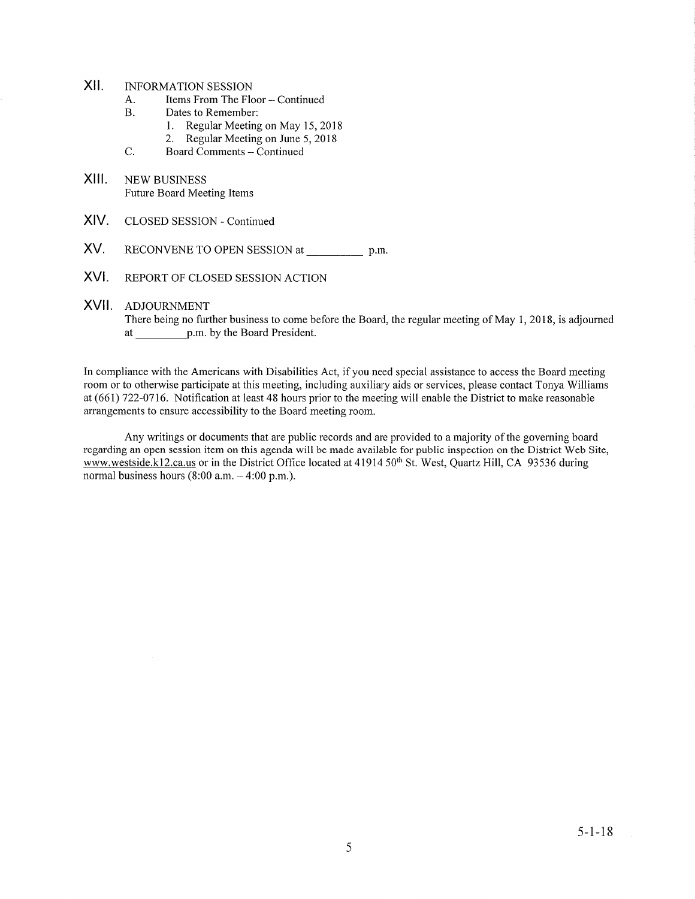XII. INFORMATION SESSION

A. Items From The Floor – Continued

B. Dates to Remember:

1. Regular Meeting on May 15, 2018
2. Regular Meeting on June 5, 2018

C. Board Comments – Continued

XIII. NEW BUSINESS

Future Board Meeting Items

XIV. CLOSED SESSION - Continued

XV. RECONVENE TO OPEN SESSION at __________ p.m.

XVI. REPORT OF CLOSED SESSION ACTION

XVII. ADJOURNMENT

There being no further business to come before the Board, the regular meeting of May 1, 2018, is adjourned at __________ p.m. by the Board President.

In compliance with the Americans with Disabilities Act, if you need special assistance to access the Board meeting room or to otherwise participate at this meeting, including auxiliary aids or services, please contact Tonya Williams at (661) 722-0716. Notification at least 48 hours prior to the meeting will enable the District to make reasonable arrangements to ensure accessibility to the Board meeting room.

Any writings or documents that are public records and are provided to a majority of the governing board regarding an open session item on this agenda will be made available for public inspection on the District Web Site, www.westside.k12.ca.us or in the District Office located at 41914 50th St. West, Quartz Hill, CA 93536 during normal business hours (8:00 a.m. – 4:00 p.m.).